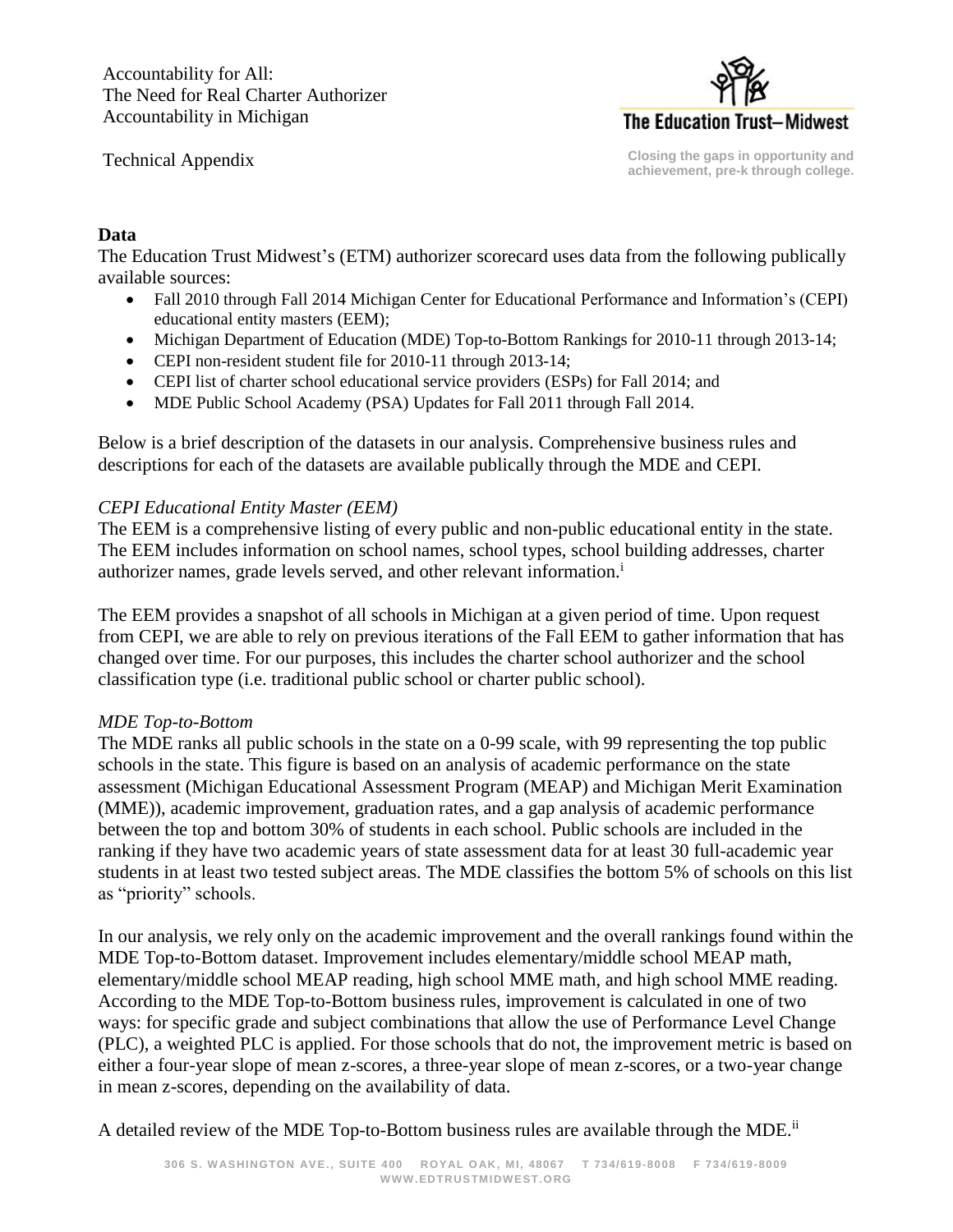Accountability for All:
The Need for Real Charter Authorizer Accountability in Michigan

Technical Appendix

The Education Trust–Midwest

Closing the gaps in opportunity and achievement, pre-k through college.

## Data

The Education Trust Midwest's (ETM) authorizer scorecard uses data from the following publically available sources:

- Fall 2010 through Fall 2014 Michigan Center for Educational Performance and Information's (CEPI) educational entity masters (EEM);
- Michigan Department of Education (MDE) Top-to-Bottom Rankings for 2010-11 through 2013-14;
- CEPI non-resident student file for 2010-11 through 2013-14;
- CEPI list of charter school educational service providers (ESPs) for Fall 2014; and
- MDE Public School Academy (PSA) Updates for Fall 2011 through Fall 2014.

Below is a brief description of the datasets in our analysis. Comprehensive business rules and descriptions for each of the datasets are available publically through the MDE and CEPI.

### *CEPI Educational Entity Master (EEM)*

The EEM is a comprehensive listing of every public and non-public educational entity in the state. The EEM includes information on school names, school types, school building addresses, charter authorizer names, grade levels served, and other relevant information.[i]

The EEM provides a snapshot of all schools in Michigan at a given period of time. Upon request from CEPI, we are able to rely on previous iterations of the Fall EEM to gather information that has changed over time. For our purposes, this includes the charter school authorizer and the school classification type (i.e. traditional public school or charter public school).

### *MDE Top-to-Bottom*

The MDE ranks all public schools in the state on a 0-99 scale, with 99 representing the top public schools in the state. This figure is based on an analysis of academic performance on the state assessment (Michigan Educational Assessment Program (MEAP) and Michigan Merit Examination (MME)), academic improvement, graduation rates, and a gap analysis of academic performance between the top and bottom 30% of students in each school. Public schools are included in the ranking if they have two academic years of state assessment data for at least 30 full-academic year students in at least two tested subject areas. The MDE classifies the bottom 5% of schools on this list as "priority" schools.

In our analysis, we rely only on the academic improvement and the overall rankings found within the MDE Top-to-Bottom dataset. Improvement includes elementary/middle school MEAP math, elementary/middle school MEAP reading, high school MME math, and high school MME reading. According to the MDE Top-to-Bottom business rules, improvement is calculated in one of two ways: for specific grade and subject combinations that allow the use of Performance Level Change (PLC), a weighted PLC is applied. For those schools that do not, the improvement metric is based on either a four-year slope of mean z-scores, a three-year slope of mean z-scores, or a two-year change in mean z-scores, depending on the availability of data.

A detailed review of the MDE Top-to-Bottom business rules are available through the MDE.[ii]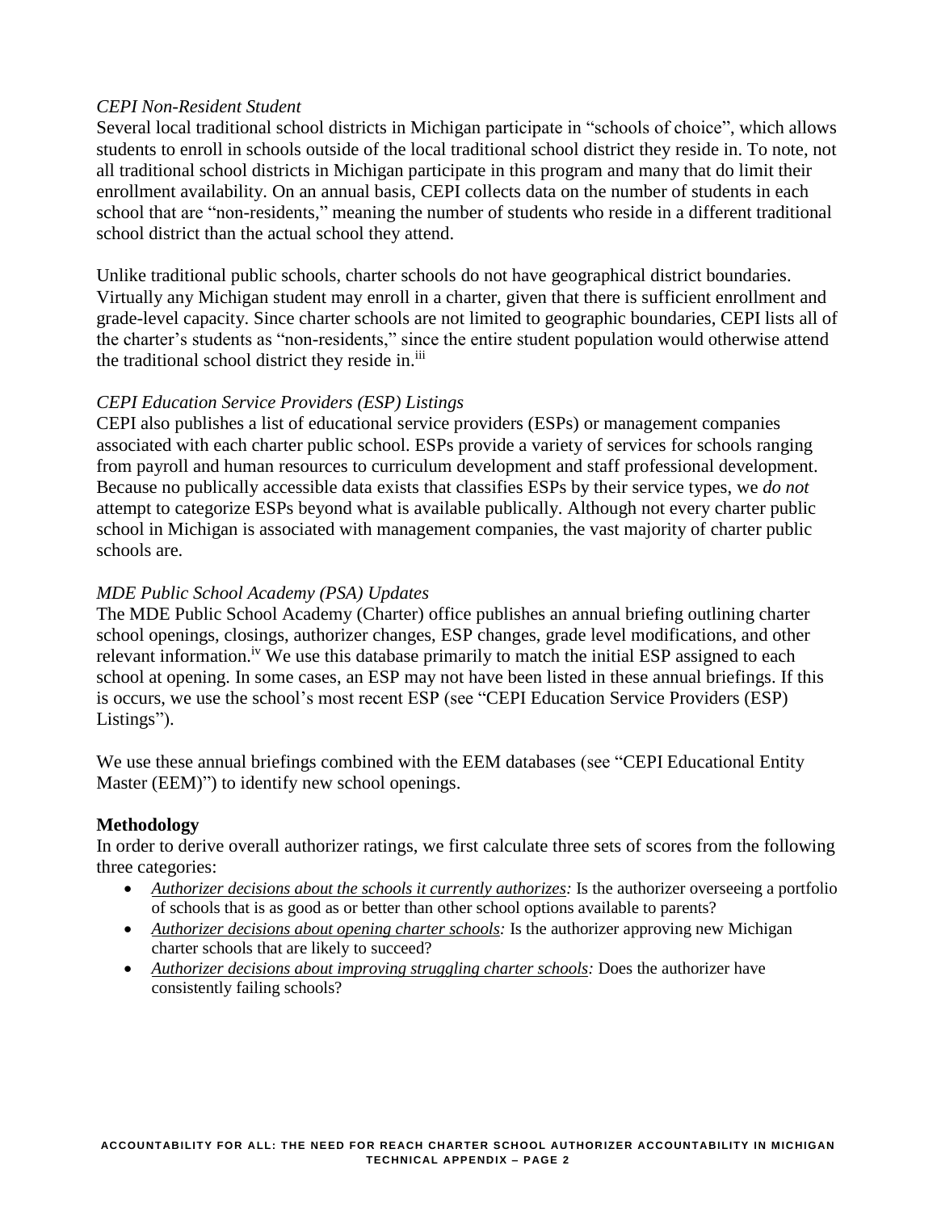*CEPI Non-Resident Student*

Several local traditional school districts in Michigan participate in "schools of choice", which allows students to enroll in schools outside of the local traditional school district they reside in. To note, not all traditional school districts in Michigan participate in this program and many that do limit their enrollment availability. On an annual basis, CEPI collects data on the number of students in each school that are "non-residents," meaning the number of students who reside in a different traditional school district than the actual school they attend.

Unlike traditional public schools, charter schools do not have geographical district boundaries. Virtually any Michigan student may enroll in a charter, given that there is sufficient enrollment and grade-level capacity. Since charter schools are not limited to geographic boundaries, CEPI lists all of the charter's students as "non-residents," since the entire student population would otherwise attend the traditional school district they reside in.[iii]

*CEPI Education Service Providers (ESP) Listings*

CEPI also publishes a list of educational service providers (ESPs) or management companies associated with each charter public school. ESPs provide a variety of services for schools ranging from payroll and human resources to curriculum development and staff professional development. Because no publically accessible data exists that classifies ESPs by their service types, we *do not* attempt to categorize ESPs beyond what is available publically. Although not every charter public school in Michigan is associated with management companies, the vast majority of charter public schools are.

*MDE Public School Academy (PSA) Updates*

The MDE Public School Academy (Charter) office publishes an annual briefing outlining charter school openings, closings, authorizer changes, ESP changes, grade level modifications, and other relevant information.[iv] We use this database primarily to match the initial ESP assigned to each school at opening. In some cases, an ESP may not have been listed in these annual briefings. If this is occurs, we use the school's most recent ESP (see "CEPI Education Service Providers (ESP) Listings").

We use these annual briefings combined with the EEM databases (see "CEPI Educational Entity Master (EEM)") to identify new school openings.

**Methodology**

In order to derive overall authorizer ratings, we first calculate three sets of scores from the following three categories:

- *Authorizer decisions about the schools it currently authorizes:* Is the authorizer overseeing a portfolio of schools that is as good as or better than other school options available to parents?
- *Authorizer decisions about opening charter schools:* Is the authorizer approving new Michigan charter schools that are likely to succeed?
- *Authorizer decisions about improving struggling charter schools:* Does the authorizer have consistently failing schools?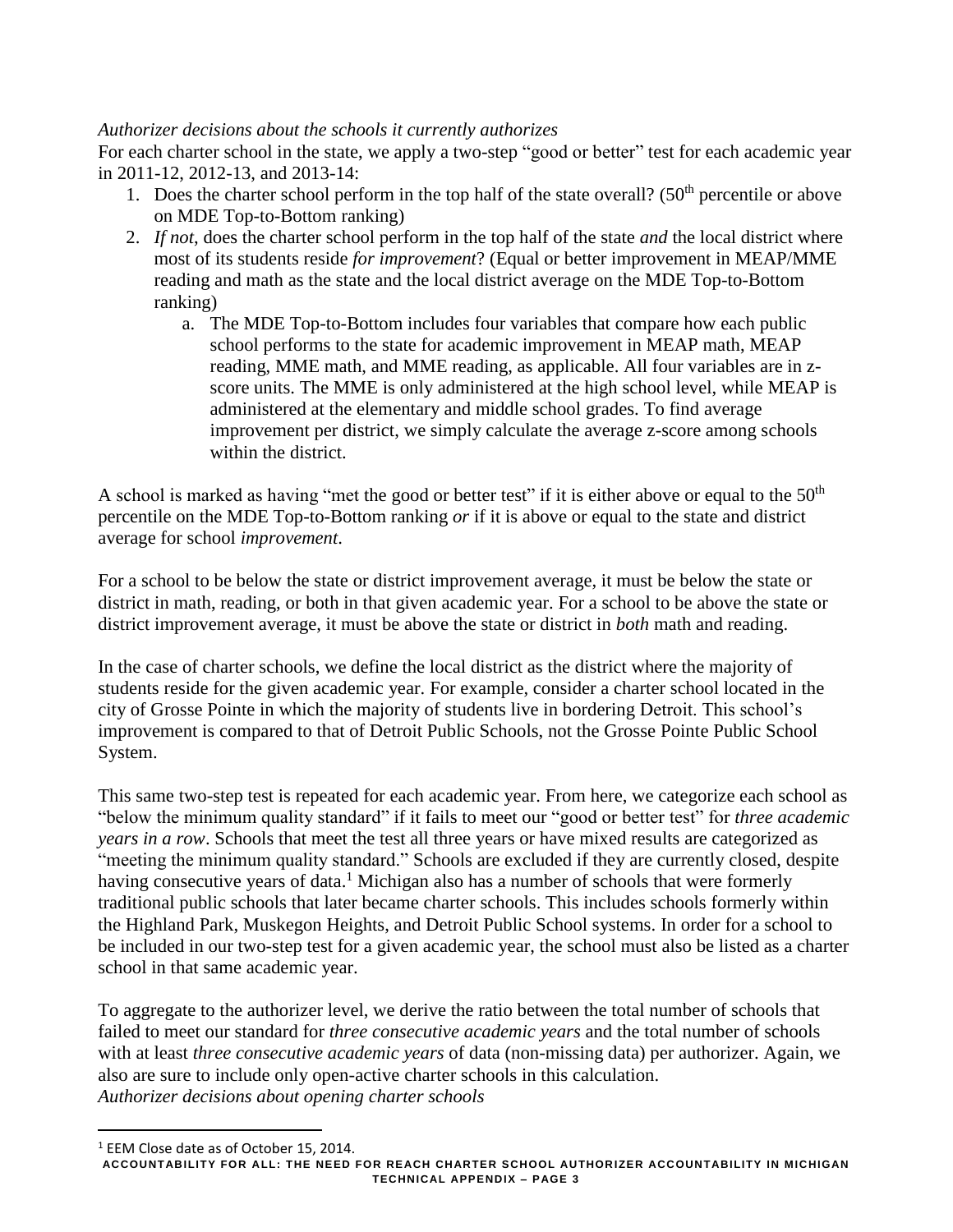*Authorizer decisions about the schools it currently authorizes*

For each charter school in the state, we apply a two-step "good or better" test for each academic year in 2011-12, 2012-13, and 2013-14:

1. Does the charter school perform in the top half of the state overall? (50th percentile or above on MDE Top-to-Bottom ranking)
2. *If not*, does the charter school perform in the top half of the state *and* the local district where most of its students reside *for improvement*? (Equal or better improvement in MEAP/MME reading and math as the state and the local district average on the MDE Top-to-Bottom ranking)
    a. The MDE Top-to-Bottom includes four variables that compare how each public school performs to the state for academic improvement in MEAP math, MEAP reading, MME math, and MME reading, as applicable. All four variables are in z-score units. The MME is only administered at the high school level, while MEAP is administered at the elementary and middle school grades. To find average improvement per district, we simply calculate the average z-score among schools within the district.

A school is marked as having "met the good or better test" if it is either above or equal to the 50th percentile on the MDE Top-to-Bottom ranking *or* if it is above or equal to the state and district average for school *improvement*.

For a school to be below the state or district improvement average, it must be below the state or district in math, reading, or both in that given academic year. For a school to be above the state or district improvement average, it must be above the state or district in *both* math and reading.

In the case of charter schools, we define the local district as the district where the majority of students reside for the given academic year. For example, consider a charter school located in the city of Grosse Pointe in which the majority of students live in bordering Detroit. This school's improvement is compared to that of Detroit Public Schools, not the Grosse Pointe Public School System.

This same two-step test is repeated for each academic year. From here, we categorize each school as "below the minimum quality standard" if it fails to meet our "good or better test" for *three academic years in a row*. Schools that meet the test all three years or have mixed results are categorized as "meeting the minimum quality standard." Schools are excluded if they are currently closed, despite having consecutive years of data.[1] Michigan also has a number of schools that were formerly traditional public schools that later became charter schools. This includes schools formerly within the Highland Park, Muskegon Heights, and Detroit Public School systems. In order for a school to be included in our two-step test for a given academic year, the school must also be listed as a charter school in that same academic year.

To aggregate to the authorizer level, we derive the ratio between the total number of schools that failed to meet our standard for *three consecutive academic years* and the total number of schools with at least *three consecutive academic years* of data (non-missing data) per authorizer. Again, we also are sure to include only open-active charter schools in this calculation.

*Authorizer decisions about opening charter schools*

[1] EEM Close date as of October 15, 2014.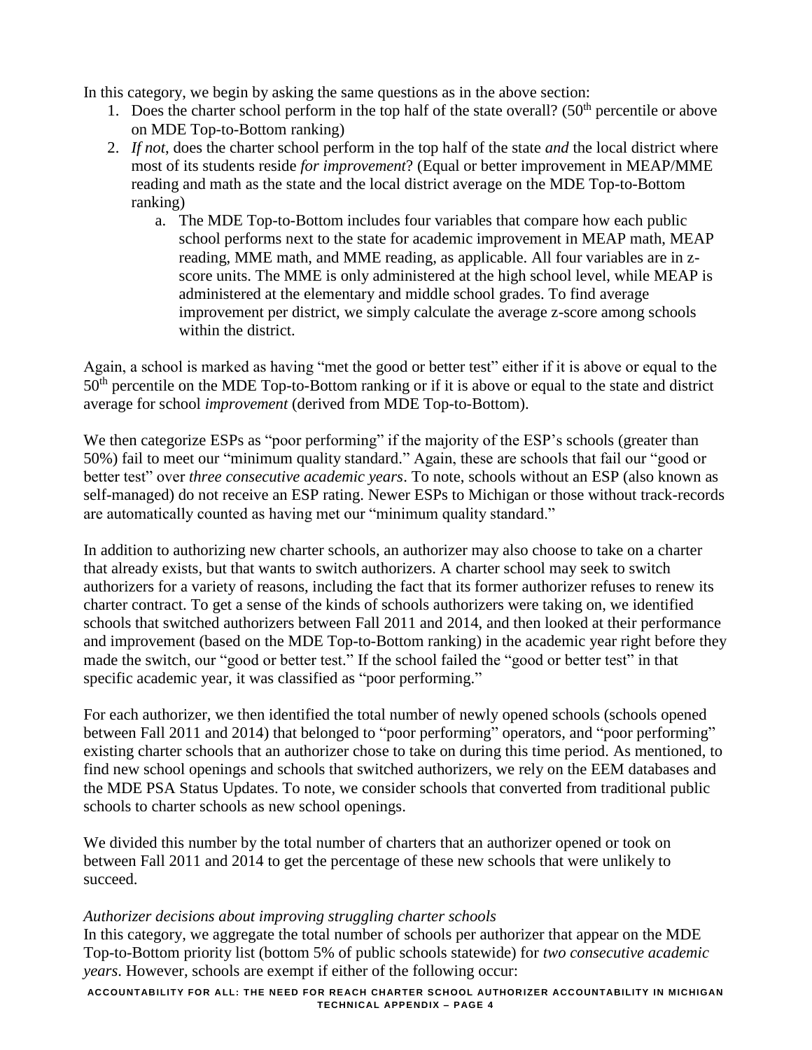In this category, we begin by asking the same questions as in the above section:

1. Does the charter school perform in the top half of the state overall? (50th percentile or above on MDE Top-to-Bottom ranking)
2. *If not*, does the charter school perform in the top half of the state *and* the local district where most of its students reside *for improvement*? (Equal or better improvement in MEAP/MME reading and math as the state and the local district average on the MDE Top-to-Bottom ranking)
   a. The MDE Top-to-Bottom includes four variables that compare how each public school performs next to the state for academic improvement in MEAP math, MEAP reading, MME math, and MME reading, as applicable. All four variables are in z-score units. The MME is only administered at the high school level, while MEAP is administered at the elementary and middle school grades. To find average improvement per district, we simply calculate the average z-score among schools within the district.

Again, a school is marked as having "met the good or better test" either if it is above or equal to the 50th percentile on the MDE Top-to-Bottom ranking or if it is above or equal to the state and district average for school *improvement* (derived from MDE Top-to-Bottom).

We then categorize ESPs as "poor performing" if the majority of the ESP's schools (greater than 50%) fail to meet our "minimum quality standard." Again, these are schools that fail our "good or better test" over *three consecutive academic years*. To note, schools without an ESP (also known as self-managed) do not receive an ESP rating. Newer ESPs to Michigan or those without track-records are automatically counted as having met our "minimum quality standard."

In addition to authorizing new charter schools, an authorizer may also choose to take on a charter that already exists, but that wants to switch authorizers. A charter school may seek to switch authorizers for a variety of reasons, including the fact that its former authorizer refuses to renew its charter contract. To get a sense of the kinds of schools authorizers were taking on, we identified schools that switched authorizers between Fall 2011 and 2014, and then looked at their performance and improvement (based on the MDE Top-to-Bottom ranking) in the academic year right before they made the switch, our "good or better test." If the school failed the "good or better test" in that specific academic year, it was classified as "poor performing."

For each authorizer, we then identified the total number of newly opened schools (schools opened between Fall 2011 and 2014) that belonged to "poor performing" operators, and "poor performing" existing charter schools that an authorizer chose to take on during this time period. As mentioned, to find new school openings and schools that switched authorizers, we rely on the EEM databases and the MDE PSA Status Updates. To note, we consider schools that converted from traditional public schools to charter schools as new school openings.

We divided this number by the total number of charters that an authorizer opened or took on between Fall 2011 and 2014 to get the percentage of these new schools that were unlikely to succeed.

*Authorizer decisions about improving struggling charter schools*

In this category, we aggregate the total number of schools per authorizer that appear on the MDE Top-to-Bottom priority list (bottom 5% of public schools statewide) for *two consecutive academic years*. However, schools are exempt if either of the following occur: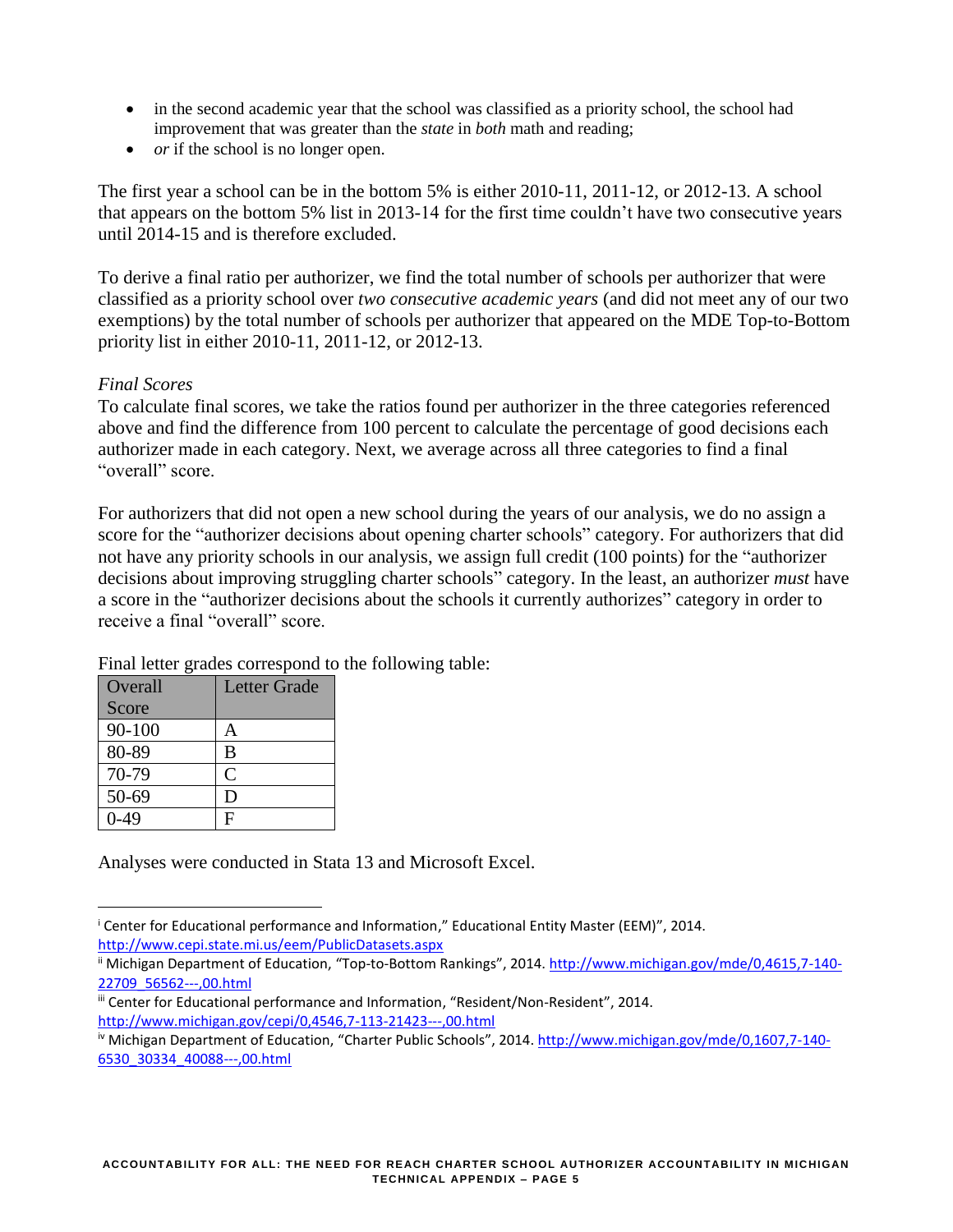- in the second academic year that the school was classified as a priority school, the school had improvement that was greater than the *state* in *both* math and reading;
- *or* if the school is no longer open.

The first year a school can be in the bottom 5% is either 2010-11, 2011-12, or 2012-13. A school that appears on the bottom 5% list in 2013-14 for the first time couldn't have two consecutive years until 2014-15 and is therefore excluded.

To derive a final ratio per authorizer, we find the total number of schools per authorizer that were classified as a priority school over *two consecutive academic years* (and did not meet any of our two exemptions) by the total number of schools per authorizer that appeared on the MDE Top-to-Bottom priority list in either 2010-11, 2011-12, or 2012-13.

*Final Scores*

To calculate final scores, we take the ratios found per authorizer in the three categories referenced above and find the difference from 100 percent to calculate the percentage of good decisions each authorizer made in each category. Next, we average across all three categories to find a final "overall" score.

For authorizers that did not open a new school during the years of our analysis, we do no assign a score for the "authorizer decisions about opening charter schools" category. For authorizers that did not have any priority schools in our analysis, we assign full credit (100 points) for the "authorizer decisions about improving struggling charter schools" category. In the least, an authorizer *must* have a score in the "authorizer decisions about the schools it currently authorizes" category in order to receive a final "overall" score.

Final letter grades correspond to the following table:

| Overall Score | Letter Grade |
|---|---|
| 90-100 | A |
| 80-89 | B |
| 70-79 | C |
| 50-69 | D |
| 0-49 | F |

Analyses were conducted in Stata 13 and Microsoft Excel.

---

[i] Center for Educational performance and Information," Educational Entity Master (EEM)", 2014. http://www.cepi.state.mi.us/eem/PublicDatasets.aspx

[ii] Michigan Department of Education, "Top-to-Bottom Rankings", 2014. http://www.michigan.gov/mde/0,4615,7-140-22709_56562---,00.html

[iii] Center for Educational performance and Information, "Resident/Non-Resident", 2014. http://www.michigan.gov/cepi/0,4546,7-113-21423---,00.html

[iv] Michigan Department of Education, "Charter Public Schools", 2014. http://www.michigan.gov/mde/0,1607,7-140-6530_30334_40088---,00.html